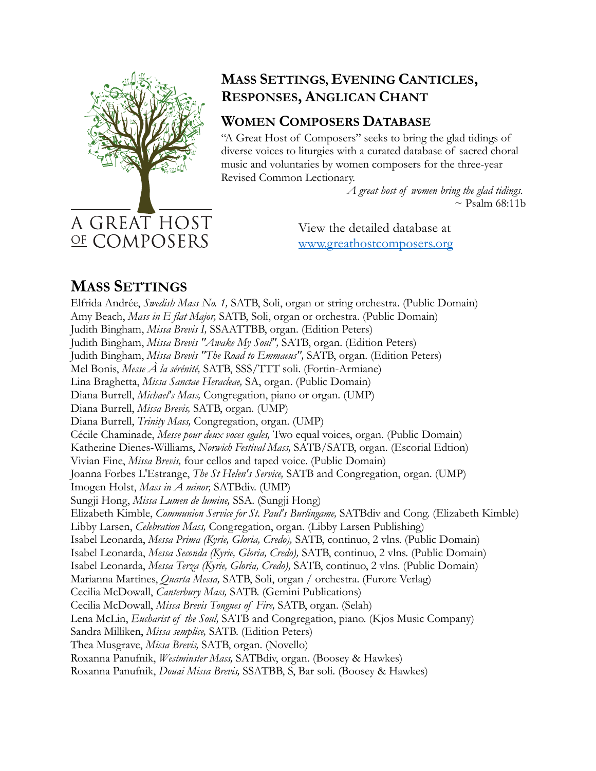A GREAT HOST OF COMPOSERS

# Mass Settings, Evening Canticles, Responses, Anglican Chant

## Women Composers Database

"A Great Host of Composers" seeks to bring the glad tidings of diverse voices to liturgies with a curated database of sacred choral music and voluntaries by women composers for the three-year Revised Common Lectionary.

*A great host of women bring the glad tidings.*
~ Psalm 68:11b

View the detailed database at [www.greathostcomposers.org](http://www.greathostcomposers.org)

## Mass Settings

Elfrida Andrée, *Swedish Mass No. 1,* SATB, Soli, organ or string orchestra. (Public Domain)
Amy Beach, *Mass in E flat Major,* SATB, Soli, organ or orchestra. (Public Domain)
Judith Bingham, *Missa Brevis I,* SSAATTBB, organ. (Edition Peters)
Judith Bingham, *Missa Brevis "Awake My Soul",* SATB, organ. (Edition Peters)
Judith Bingham, *Missa Brevis "The Road to Emmaeus",* SATB, organ. (Edition Peters)
Mel Bonis, *Messe À la sérénité,* SATB, SSS/TTT soli. (Fortin-Armiane)
Lina Braghetta, *Missa Sanctae Heracleae,* SA, organ. (Public Domain)
Diana Burrell, *Michael's Mass,* Congregation, piano or organ. (UMP)
Diana Burrell, *Missa Brevis,* SATB, organ. (UMP)
Diana Burrell, *Trinity Mass,* Congregation, organ. (UMP)
Cécile Chaminade, *Messe pour deux voces egales,* Two equal voices, organ. (Public Domain)
Katherine Dienes-Williams, *Norwich Festival Mass,* SATB/SATB, organ. (Escorial Edtion)
Vivian Fine, *Missa Brevis,* four cellos and taped voice. (Public Domain)
Joanna Forbes L'Estrange, *The St Helen's Service,* SATB and Congregation, organ. (UMP)
Imogen Holst, *Mass in A minor,* SATBdiv. (UMP)
Sungji Hong, *Missa Lumen de lumine,* SSA. (Sungji Hong)
Elizabeth Kimble, *Communion Service for St. Paul's Burlingame,* SATBdiv and Cong. (Elizabeth Kimble)
Libby Larsen, *Celebration Mass,* Congregation, organ. (Libby Larsen Publishing)
Isabel Leonarda, *Messa Prima (Kyrie, Gloria, Credo),* SATB, continuo, 2 vlns. (Public Domain)
Isabel Leonarda, *Messa Seconda (Kyrie, Gloria, Credo),* SATB, continuo, 2 vlns. (Public Domain)
Isabel Leonarda, *Messa Terza (Kyrie, Gloria, Credo),* SATB, continuo, 2 vlns. (Public Domain)
Marianna Martines, *Quarta Messa,* SATB, Soli, organ / orchestra. (Furore Verlag)
Cecilia McDowall, *Canterbury Mass,* SATB. (Gemini Publications)
Cecilia McDowall, *Missa Brevis Tongues of Fire,* SATB, organ. (Selah)
Lena McLin, *Eucharist of the Soul,* SATB and Congregation, piano. (Kjos Music Company)
Sandra Milliken, *Missa semplice,* SATB. (Edition Peters)
Thea Musgrave, *Missa Brevis,* SATB, organ. (Novello)
Roxanna Panufnik, *Westminster Mass,* SATBdiv, organ. (Boosey & Hawkes)
Roxanna Panufnik, *Douai Missa Brevis,* SSATBB, S, Bar soli. (Boosey & Hawkes)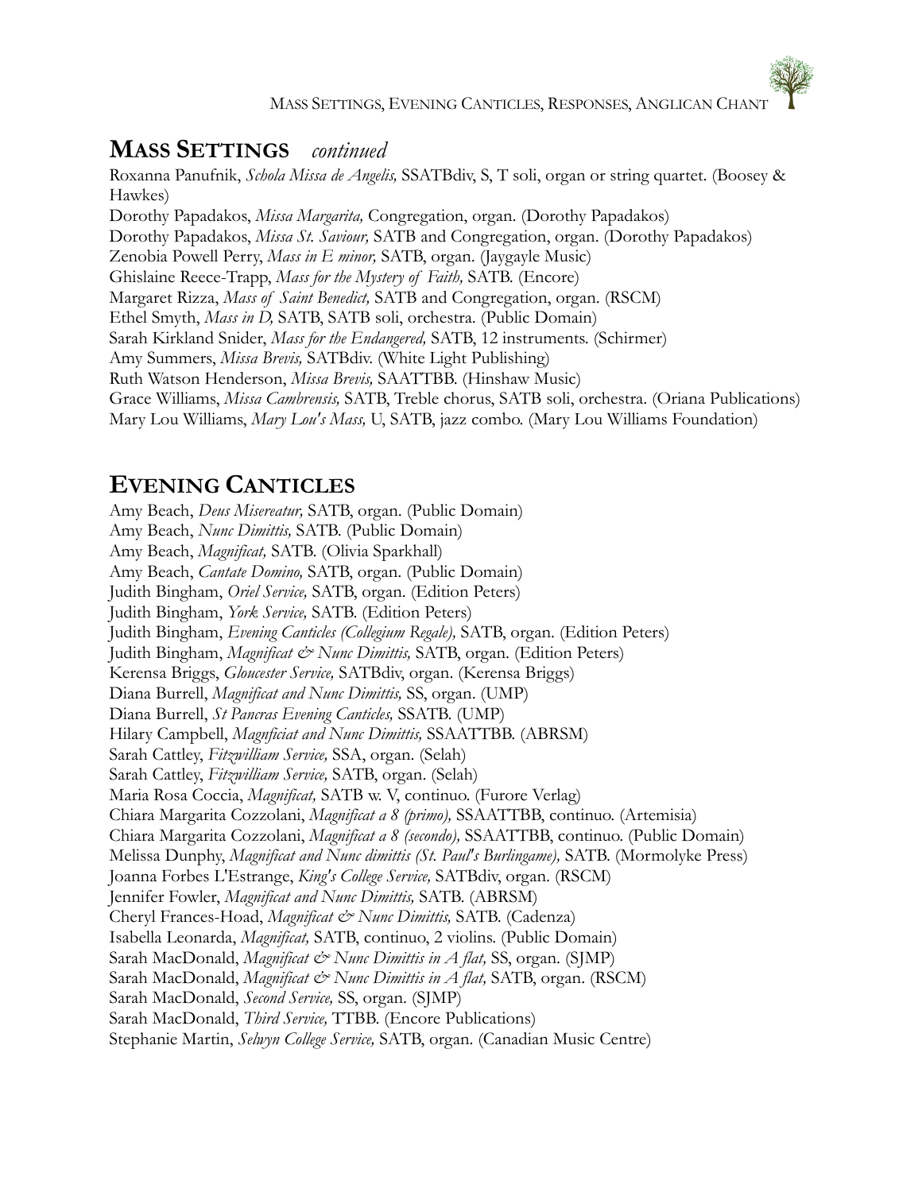## **MASS SETTINGS** *continued*

Roxanna Panufnik, *Schola Missa de Angelis,* SSATBdiv, S, T soli, organ or string quartet. (Boosey & Hawkes)
Dorothy Papadakos, *Missa Margarita,* Congregation, organ. (Dorothy Papadakos)
Dorothy Papadakos, *Missa St. Saviour,* SATB and Congregation, organ. (Dorothy Papadakos)
Zenobia Powell Perry, *Mass in E minor,* SATB, organ. (Jaygayle Music)
Ghislaine Reece-Trapp, *Mass for the Mystery of Faith,* SATB. (Encore)
Margaret Rizza, *Mass of Saint Benedict,* SATB and Congregation, organ. (RSCM)
Ethel Smyth, *Mass in D,* SATB, SATB soli, orchestra. (Public Domain)
Sarah Kirkland Snider, *Mass for the Endangered,* SATB, 12 instruments. (Schirmer)
Amy Summers, *Missa Brevis,* SATBdiv. (White Light Publishing)
Ruth Watson Henderson, *Missa Brevis,* SAATTBB. (Hinshaw Music)
Grace Williams, *Missa Cambrensis,* SATB, Treble chorus, SATB soli, orchestra. (Oriana Publications)
Mary Lou Williams, *Mary Lou's Mass,* U, SATB, jazz combo. (Mary Lou Williams Foundation)

## **EVENING CANTICLES**

Amy Beach, *Deus Misereatur,* SATB, organ. (Public Domain)
Amy Beach, *Nunc Dimittis,* SATB. (Public Domain)
Amy Beach, *Magnificat,* SATB. (Olivia Sparkhall)
Amy Beach, *Cantate Domino,* SATB, organ. (Public Domain)
Judith Bingham, *Oriel Service,* SATB, organ. (Edition Peters)
Judith Bingham, *York Service,* SATB. (Edition Peters)
Judith Bingham, *Evening Canticles (Collegium Regale),* SATB, organ. (Edition Peters)
Judith Bingham, *Magnificat & Nunc Dimittis,* SATB, organ. (Edition Peters)
Kerensa Briggs, *Gloucester Service,* SATBdiv, organ. (Kerensa Briggs)
Diana Burrell, *Magnificat and Nunc Dimittis,* SS, organ. (UMP)
Diana Burrell, *St Pancras Evening Canticles,* SSATB. (UMP)
Hilary Campbell, *Magnficiat and Nunc Dimittis,* SSAATTBB. (ABRSM)
Sarah Cattley, *Fitzwilliam Service,* SSA, organ. (Selah)
Sarah Cattley, *Fitzwilliam Service,* SATB, organ. (Selah)
Maria Rosa Coccia, *Magnificat,* SATB w. V, continuo. (Furore Verlag)
Chiara Margarita Cozzolani, *Magnificat a 8 (primo),* SSAATTBB, continuo. (Artemisia)
Chiara Margarita Cozzolani, *Magnificat a 8 (secondo),* SSAATTBB, continuo. (Public Domain)
Melissa Dunphy, *Magnificat and Nunc dimittis (St. Paul's Burlingame),* SATB. (Mormolyke Press)
Joanna Forbes L'Estrange, *King's College Service,* SATBdiv, organ. (RSCM)
Jennifer Fowler, *Magnificat and Nunc Dimittis,* SATB. (ABRSM)
Cheryl Frances-Hoad, *Magnificat & Nunc Dimittis,* SATB. (Cadenza)
Isabella Leonarda, *Magnificat,* SATB, continuo, 2 violins. (Public Domain)
Sarah MacDonald, *Magnificat & Nunc Dimittis in A flat,* SS, organ. (SJMP)
Sarah MacDonald, *Magnificat & Nunc Dimittis in A flat,* SATB, organ. (RSCM)
Sarah MacDonald, *Second Service,* SS, organ. (SJMP)
Sarah MacDonald, *Third Service,* TTBB. (Encore Publications)
Stephanie Martin, *Selwyn College Service,* SATB, organ. (Canadian Music Centre)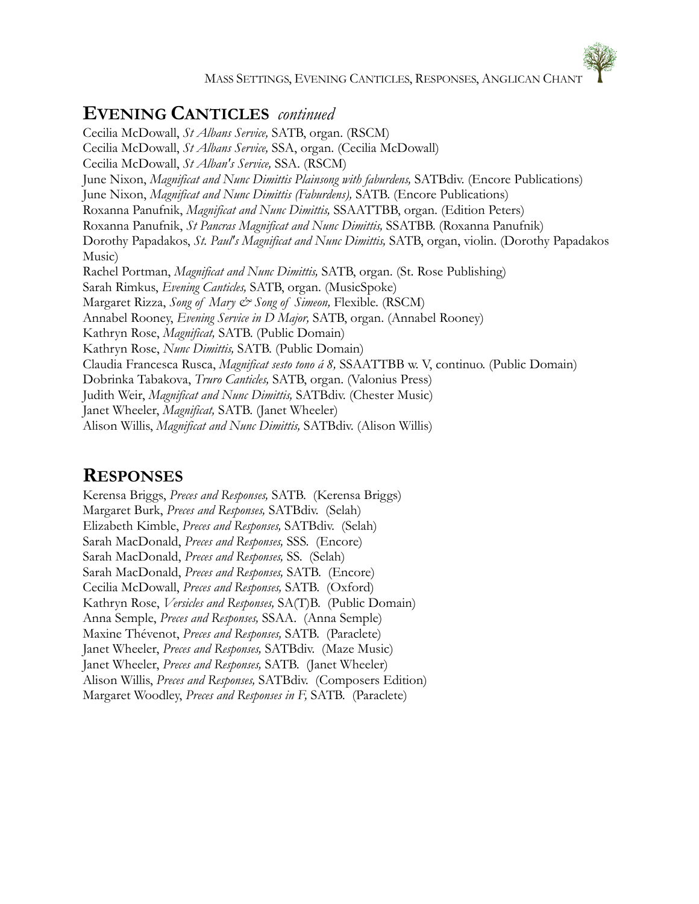## EVENING CANTICLES *continued*

Cecilia McDowall, *St Albans Service,* SATB, organ. (RSCM)
Cecilia McDowall, *St Albans Service,* SSA, organ. (Cecilia McDowall)
Cecilia McDowall, *St Alban's Service,* SSA. (RSCM)
June Nixon, *Magnificat and Nunc Dimittis Plainsong with faburdens,* SATBdiv. (Encore Publications)
June Nixon, *Magnificat and Nunc Dimittis (Faburdens),* SATB. (Encore Publications)
Roxanna Panufnik, *Magnificat and Nunc Dimittis,* SSAATTBB, organ. (Edition Peters)
Roxanna Panufnik, *St Pancras Magnificat and Nunc Dimittis,* SSATBB. (Roxanna Panufnik)
Dorothy Papadakos, *St. Paul's Magnificat and Nunc Dimittis,* SATB, organ, violin. (Dorothy Papadakos Music)
Rachel Portman, *Magnificat and Nunc Dimittis,* SATB, organ. (St. Rose Publishing)
Sarah Rimkus, *Evening Canticles,* SATB, organ. (MusicSpoke)
Margaret Rizza, *Song of Mary & Song of Simeon,* Flexible. (RSCM)
Annabel Rooney, *Evening Service in D Major,* SATB, organ. (Annabel Rooney)
Kathryn Rose, *Magnificat,* SATB. (Public Domain)
Kathryn Rose, *Nunc Dimittis,* SATB. (Public Domain)
Claudia Francesca Rusca, *Magnificat sesto tono á 8,* SSAATTBB w. V, continuo. (Public Domain)
Dobrinka Tabakova, *Truro Canticles,* SATB, organ. (Valonius Press)
Judith Weir, *Magnificat and Nunc Dimittis,* SATBdiv. (Chester Music)
Janet Wheeler, *Magnificat,* SATB. (Janet Wheeler)
Alison Willis, *Magnificat and Nunc Dimittis,* SATBdiv. (Alison Willis)

## RESPONSES

Kerensa Briggs, *Preces and Responses,* SATB. (Kerensa Briggs)
Margaret Burk, *Preces and Responses,* SATBdiv. (Selah)
Elizabeth Kimble, *Preces and Responses,* SATBdiv. (Selah)
Sarah MacDonald, *Preces and Responses,* SSS. (Encore)
Sarah MacDonald, *Preces and Responses,* SS. (Selah)
Sarah MacDonald, *Preces and Responses,* SATB. (Encore)
Cecilia McDowall, *Preces and Responses,* SATB. (Oxford)
Kathryn Rose, *Versicles and Responses,* SA(T)B. (Public Domain)
Anna Semple, *Preces and Responses,* SSAA. (Anna Semple)
Maxine Thévenot, *Preces and Responses,* SATB. (Paraclete)
Janet Wheeler, *Preces and Responses,* SATBdiv. (Maze Music)
Janet Wheeler, *Preces and Responses,* SATB. (Janet Wheeler)
Alison Willis, *Preces and Responses,* SATBdiv. (Composers Edition)
Margaret Woodley, *Preces and Responses in F,* SATB. (Paraclete)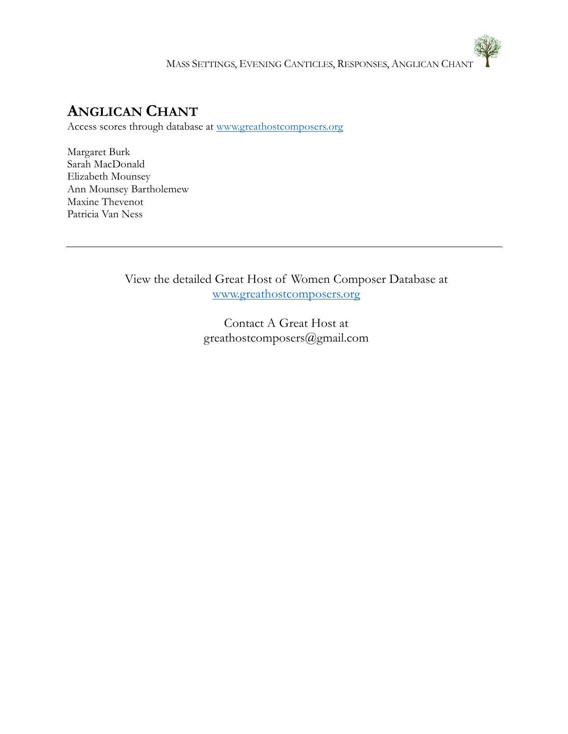# ANGLICAN CHANT

Access scores through database at [www.greathostcomposers.org](http://www.greathostcomposers.org)

Margaret Burk
Sarah MacDonald
Elizabeth Mounsey
Ann Mounsey Bartholemew
Maxine Thevenot
Patricia Van Ness

---

View the detailed Great Host of Women Composer Database at [www.greathostcomposers.org](http://www.greathostcomposers.org)

Contact A Great Host at
greathostcomposers@gmail.com